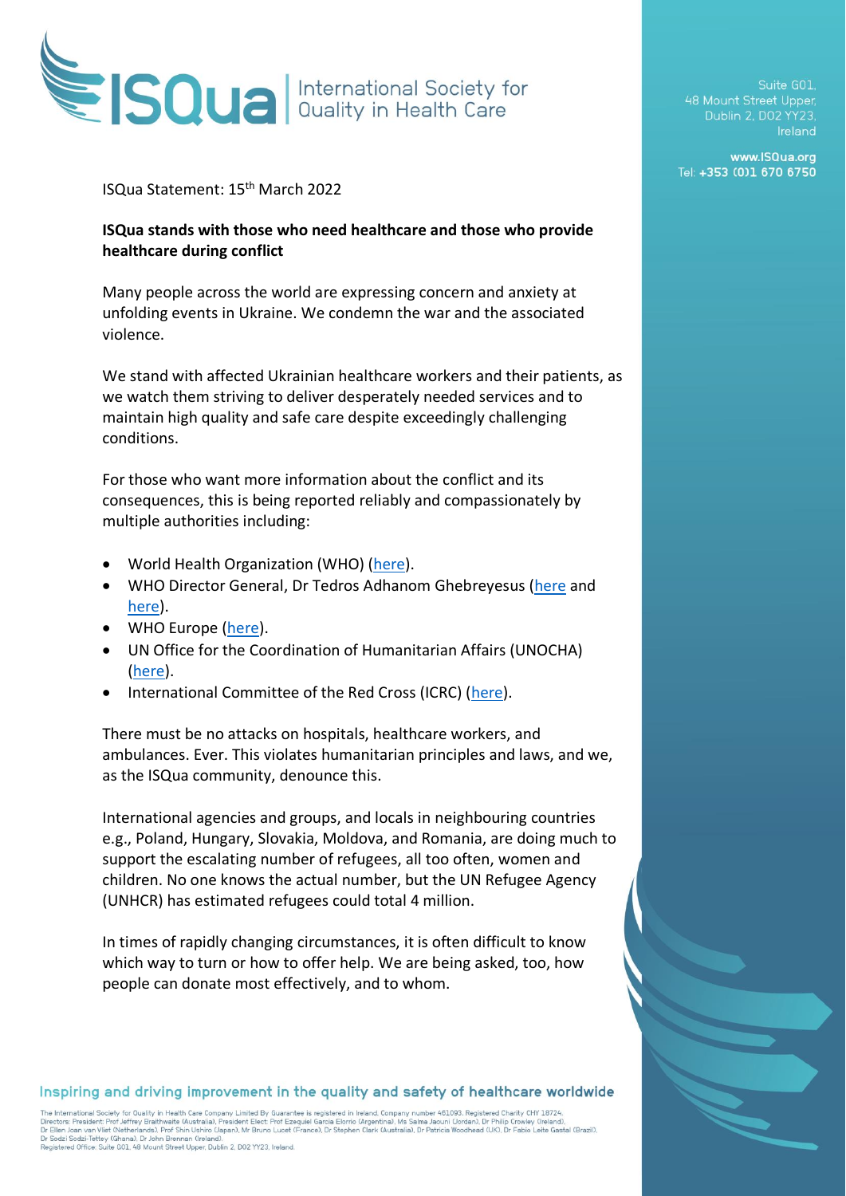ISQua International Society for Quality in Health Care

Suite G01,
48 Mount Street Upper,
Dublin 2, D02 YY23,
Ireland

www.ISQua.org
Tel: +353 (0)1 670 6750

ISQua Statement: 15th March 2022

**ISQua stands with those who need healthcare and those who provide healthcare during conflict**

Many people across the world are expressing concern and anxiety at unfolding events in Ukraine. We condemn the war and the associated violence.

We stand with affected Ukrainian healthcare workers and their patients, as we watch them striving to deliver desperately needed services and to maintain high quality and safe care despite exceedingly challenging conditions.

For those who want more information about the conflict and its consequences, this is being reported reliably and compassionately by multiple authorities including:

- World Health Organization (WHO) (here).
- WHO Director General, Dr Tedros Adhanom Ghebreyesus (here and here).
- WHO Europe (here).
- UN Office for the Coordination of Humanitarian Affairs (UNOCHA) (here).
- International Committee of the Red Cross (ICRC) (here).

There must be no attacks on hospitals, healthcare workers, and ambulances. Ever. This violates humanitarian principles and laws, and we, as the ISQua community, denounce this.

International agencies and groups, and locals in neighbouring countries e.g., Poland, Hungary, Slovakia, Moldova, and Romania, are doing much to support the escalating number of refugees, all too often, women and children. No one knows the actual number, but the UN Refugee Agency (UNHCR) has estimated refugees could total 4 million.

In times of rapidly changing circumstances, it is often difficult to know which way to turn or how to offer help. We are being asked, too, how people can donate most effectively, and to whom.

Inspiring and driving improvement in the quality and safety of healthcare worldwide

The International Society for Quality in Health Care Company Limited By Guarantee is registered in Ireland, Company number 461093. Registered Charity CHY 18724.
Directors: President: Prof Jeffrey Braithwaite (Australia), President Elect: Prof Ezequiel Garcia Elorrio (Argentina), Ms Salma Jaouni (Jordan), Dr Philip Crowley (Ireland), Dr Ellen Joan van Vliet (Netherlands), Prof Shin Ushiro (Japan), Mr Bruno Lucet (France), Dr Stephen Clark (Australia), Dr Patricia Woodhead (UK), Dr Fabio Leite Gastal (Brazil), Dr Sodzi Sodzi-Tettey (Ghana), Dr John Brennan (Ireland).
Registered Office: Suite G01, 48 Mount Street Upper, Dublin 2, D02 YY23, Ireland.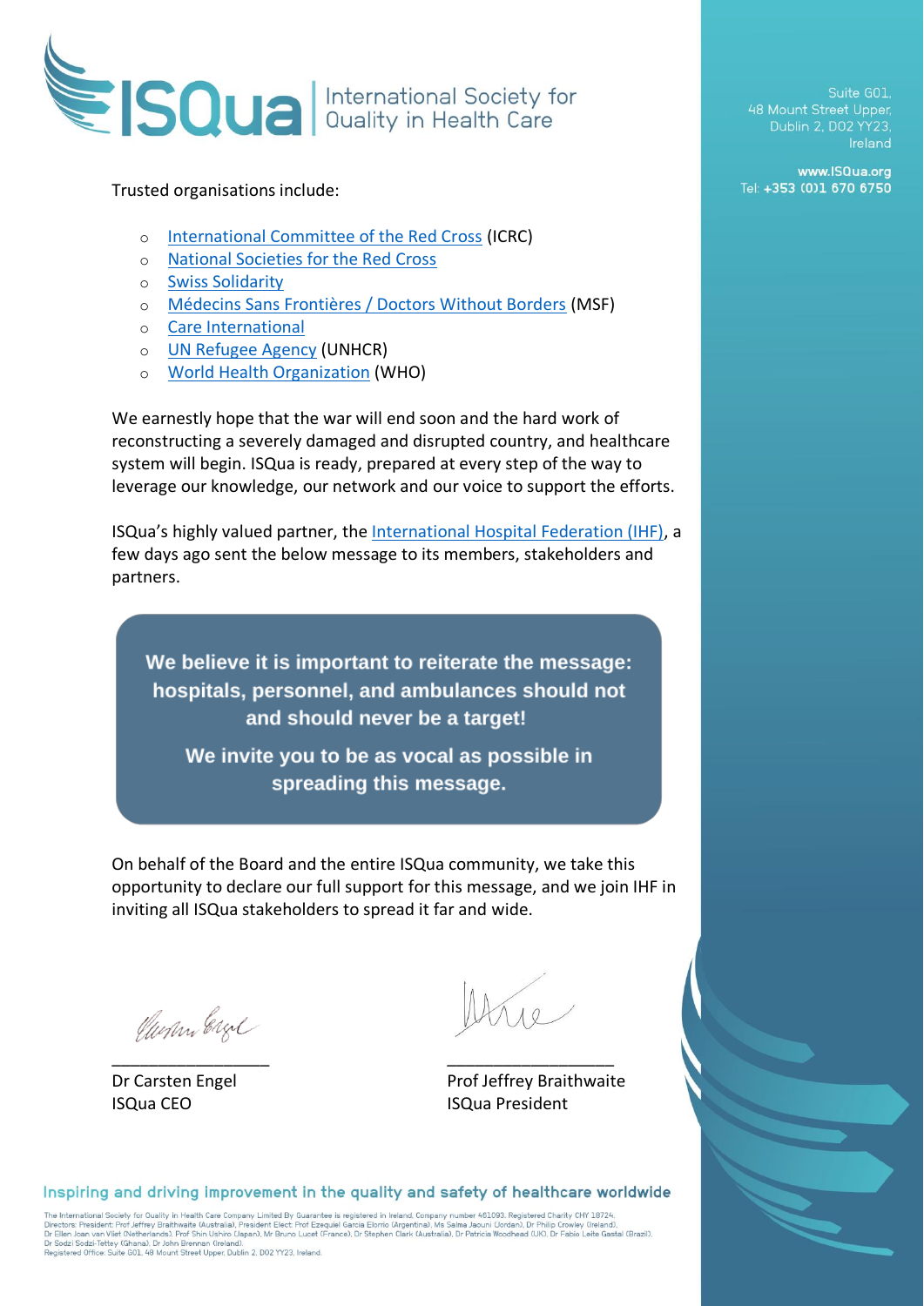Trusted organisations include:

- International Committee of the Red Cross (ICRC)
- National Societies for the Red Cross
- Swiss Solidarity
- Médecins Sans Frontières / Doctors Without Borders (MSF)
- Care International
- UN Refugee Agency (UNHCR)
- World Health Organization (WHO)

We earnestly hope that the war will end soon and the hard work of reconstructing a severely damaged and disrupted country, and healthcare system will begin. ISQua is ready, prepared at every step of the way to leverage our knowledge, our network and our voice to support the efforts.

ISQua's highly valued partner, the International Hospital Federation (IHF), a few days ago sent the below message to its members, stakeholders and partners.

> **We believe it is important to reiterate the message: hospitals, personnel, and ambulances should not and should never be a target!**
>
> **We invite you to be as vocal as possible in spreading this message.**

On behalf of the Board and the entire ISQua community, we take this opportunity to declare our full support for this message, and we join IHF in inviting all ISQua stakeholders to spread it far and wide.

Dr Carsten Engel
ISQua CEO

Prof Jeffrey Braithwaite
ISQua President

**Inspiring and driving improvement in the quality and safety of healthcare worldwide**

The International Society for Quality in Health Care Company Limited By Guarantee is registered in Ireland, Company number 461093, Registered Charity CHY 18724.
Directors: President: Prof Jeffrey Braithwaite (Australia), President Elect: Prof Ezequiel Garcia Elorrio (Argentina), Ms Salma Jaouni (Jordan), Dr Philip Crowley (Ireland), Dr Ellen Joan van Vliet (Netherlands), Prof Shin Ushiro (Japan), Mr Bruno Lucet (France), Dr Stephen Clark (Australia), Dr Patricia Woodhead (UK), Dr Fabio Leite Gastal (Brazil), Dr Sodzi Sodzi-Tettey (Ghana), Dr John Brennan (Ireland).
Registered Office: Suite G01, 48 Mount Street Upper, Dublin 2, D02 YY23, Ireland.